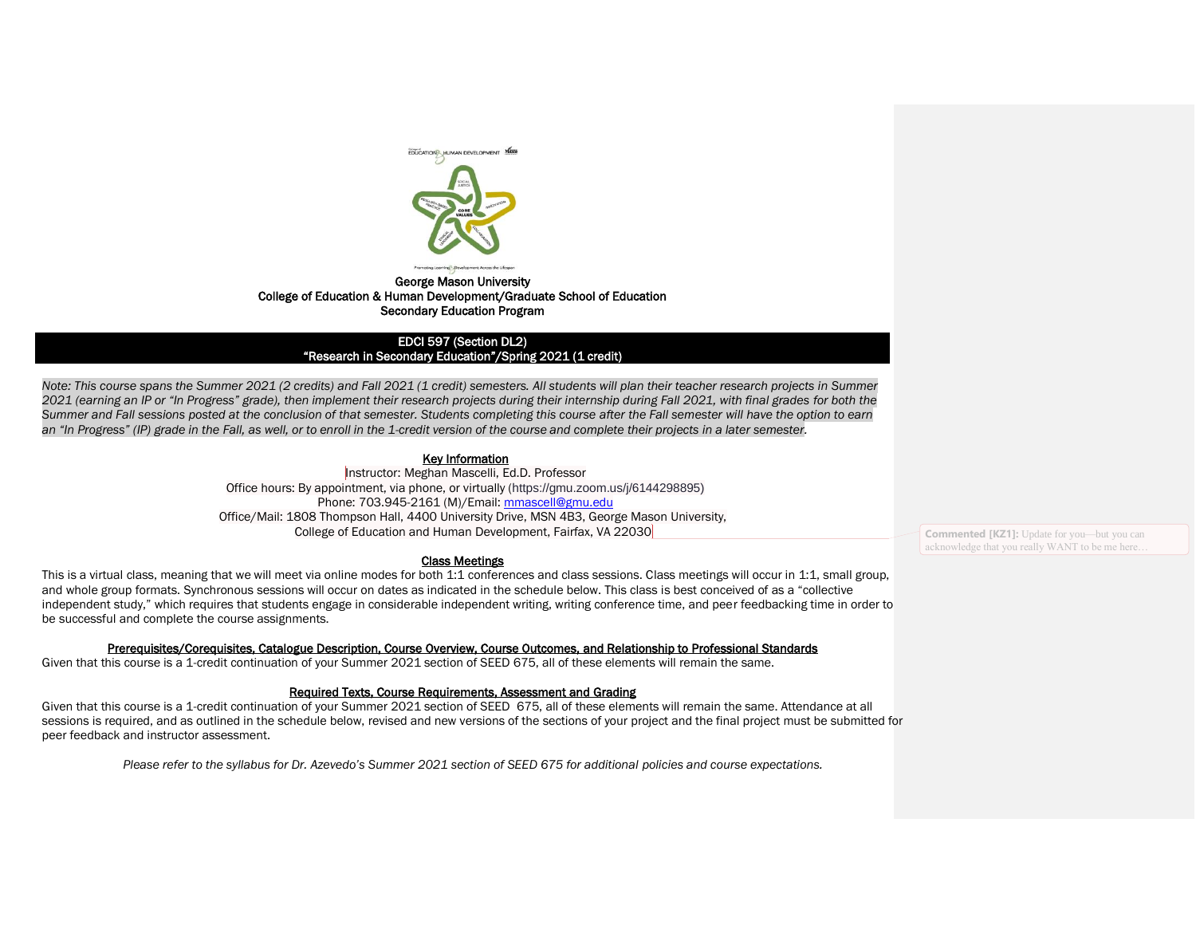George Mason University
College of Education & Human Development/Graduate School of Education
Secondary Education Program

# EDCI 597 (Section DL2)
# "Research in Secondary Education"/Spring 2021 (1 credit)

*Note: This course spans the Summer 2021 (2 credits) and Fall 2021 (1 credit) semesters. All students will plan their teacher research projects in Summer 2021 (earning an IP or "In Progress" grade), then implement their research projects during their internship during Fall 2021, with final grades for both the Summer and Fall sessions posted at the conclusion of that semester. Students completing this course after the Fall semester will have the option to earn an "In Progress" (IP) grade in the Fall, as well, or to enroll in the 1-credit version of the course and complete their projects in a later semester.*

## Key Information

Instructor: Meghan Mascelli, Ed.D. Professor
Office hours: By appointment, via phone, or virtually (https://gmu.zoom.us/j/6144298895)
Phone: 703.945-2161 (M)/Email: mmascell@gmu.edu
Office/Mail: 1808 Thompson Hall, 4400 University Drive, MSN 4B3, George Mason University, College of Education and Human Development, Fairfax, VA 22030

Commented [KZ1]: Update for you—but you can acknowledge that you really WANT to be me here…

## Class Meetings

This is a virtual class, meaning that we will meet via online modes for both 1:1 conferences and class sessions. Class meetings will occur in 1:1, small group, and whole group formats. Synchronous sessions will occur on dates as indicated in the schedule below. This class is best conceived of as a "collective independent study," which requires that students engage in considerable independent writing, writing conference time, and peer feedbacking time in order to be successful and complete the course assignments.

## Prerequisites/Corequisites, Catalogue Description, Course Overview, Course Outcomes, and Relationship to Professional Standards

Given that this course is a 1-credit continuation of your Summer 2021 section of SEED 675, all of these elements will remain the same.

## Required Texts, Course Requirements, Assessment and Grading

Given that this course is a 1-credit continuation of your Summer 2021 section of SEED 675, all of these elements will remain the same. Attendance at all sessions is required, and as outlined in the schedule below, revised and new versions of the sections of your project and the final project must be submitted for peer feedback and instructor assessment.

*Please refer to the syllabus for Dr. Azevedo's Summer 2021 section of SEED 675 for additional policies and course expectations.*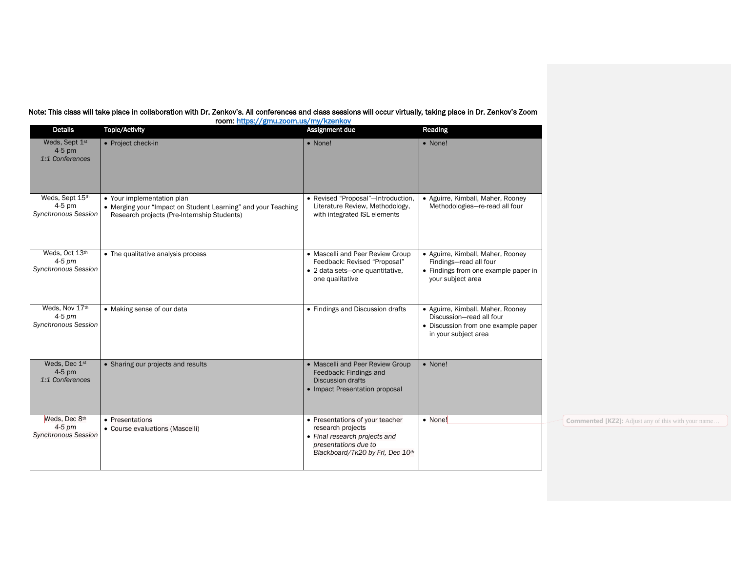**Note: This class will take place in collaboration with Dr. Zenkov's. All conferences and class sessions will occur virtually, taking place in Dr. Zenkov's Zoom room: https://gmu.zoom.us/my/kzenkov**

| Details | Topic/Activity | Assignment due | Reading |
|---|---|---|---|
| Weds, Sept 1st<br>4-5 pm<br>*1:1 Conferences* | • Project check-in | • None! | • None! |
| Weds, Sept 15th<br>4-5 pm<br>*Synchronous Session* | • Your implementation plan<br>• Merging your "Impact on Student Learning" and your Teaching Research projects (Pre-Internship Students) | • Revised "Proposal"—Introduction, Literature Review, Methodology, with integrated ISL elements | • Aguirre, Kimball, Maher, Rooney Methodologies—re-read all four |
| Weds, Oct 13th<br>*4-5 pm*<br>*Synchronous Session* | • The qualitative analysis process | • Mascelli and Peer Review Group Feedback: Revised "Proposal"<br>• 2 data sets—one quantitative, one qualitative | • Aguirre, Kimball, Maher, Rooney Findings—read all four<br>• Findings from one example paper in your subject area |
| Weds, Nov 17th<br>4-5 pm<br>*Synchronous Session* | • Making sense of our data | • Findings and Discussion drafts | • Aguirre, Kimball, Maher, Rooney Discussion—read all four<br>• Discussion from one example paper in your subject area |
| Weds, Dec 1st<br>4-5 pm<br>*1:1 Conferences* | • Sharing our projects and results | • Mascelli and Peer Review Group Feedback: Findings and Discussion drafts<br>• Impact Presentation proposal | • None! |
| Weds, Dec 8th<br>*4-5 pm*<br>*Synchronous Session* | • Presentations<br>• Course evaluations (Mascelli) | • Presentations of your teacher research projects<br>• *Final research projects and presentations due to Blackboard/Tk20 by Fri, Dec 10th* | • None! |

**Commented [KZ2]:** Adjust any of this with your name…